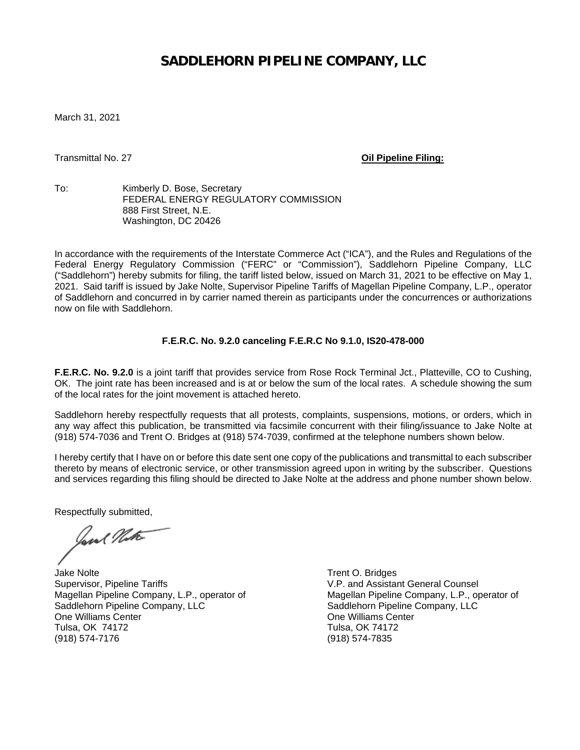# SADDLEHORN PIPELINE COMPANY, LLC

March 31, 2021

Transmittal No. 27 **Oil Pipeline Filing:**

To: Kimberly D. Bose, Secretary
FEDERAL ENERGY REGULATORY COMMISSION
888 First Street, N.E.
Washington, DC 20426

In accordance with the requirements of the Interstate Commerce Act ("ICA"), and the Rules and Regulations of the Federal Energy Regulatory Commission ("FERC" or "Commission"), Saddlehorn Pipeline Company, LLC ("Saddlehorn") hereby submits for filing, the tariff listed below, issued on March 31, 2021 to be effective on May 1, 2021. Said tariff is issued by Jake Nolte, Supervisor Pipeline Tariffs of Magellan Pipeline Company, L.P., operator of Saddlehorn and concurred in by carrier named therein as participants under the concurrences or authorizations now on file with Saddlehorn.

**F.E.R.C. No. 9.2.0 canceling F.E.R.C No 9.1.0, IS20-478-000**

**F.E.R.C. No. 9.2.0** is a joint tariff that provides service from Rose Rock Terminal Jct., Platteville, CO to Cushing, OK. The joint rate has been increased and is at or below the sum of the local rates. A schedule showing the sum of the local rates for the joint movement is attached hereto.

Saddlehorn hereby respectfully requests that all protests, complaints, suspensions, motions, or orders, which in any way affect this publication, be transmitted via facsimile concurrent with their filing/issuance to Jake Nolte at (918) 574-7036 and Trent O. Bridges at (918) 574-7039, confirmed at the telephone numbers shown below.

I hereby certify that I have on or before this date sent one copy of the publications and transmittal to each subscriber thereto by means of electronic service, or other transmission agreed upon in writing by the subscriber. Questions and services regarding this filing should be directed to Jake Nolte at the address and phone number shown below.

Respectfully submitted,

Jake Nolte
Supervisor, Pipeline Tariffs
Magellan Pipeline Company, L.P., operator of
Saddlehorn Pipeline Company, LLC
One Williams Center
Tulsa, OK 74172
(918) 574-7176

Trent O. Bridges
V.P. and Assistant General Counsel
Magellan Pipeline Company, L.P., operator of
Saddlehorn Pipeline Company, LLC
One Williams Center
Tulsa, OK 74172
(918) 574-7835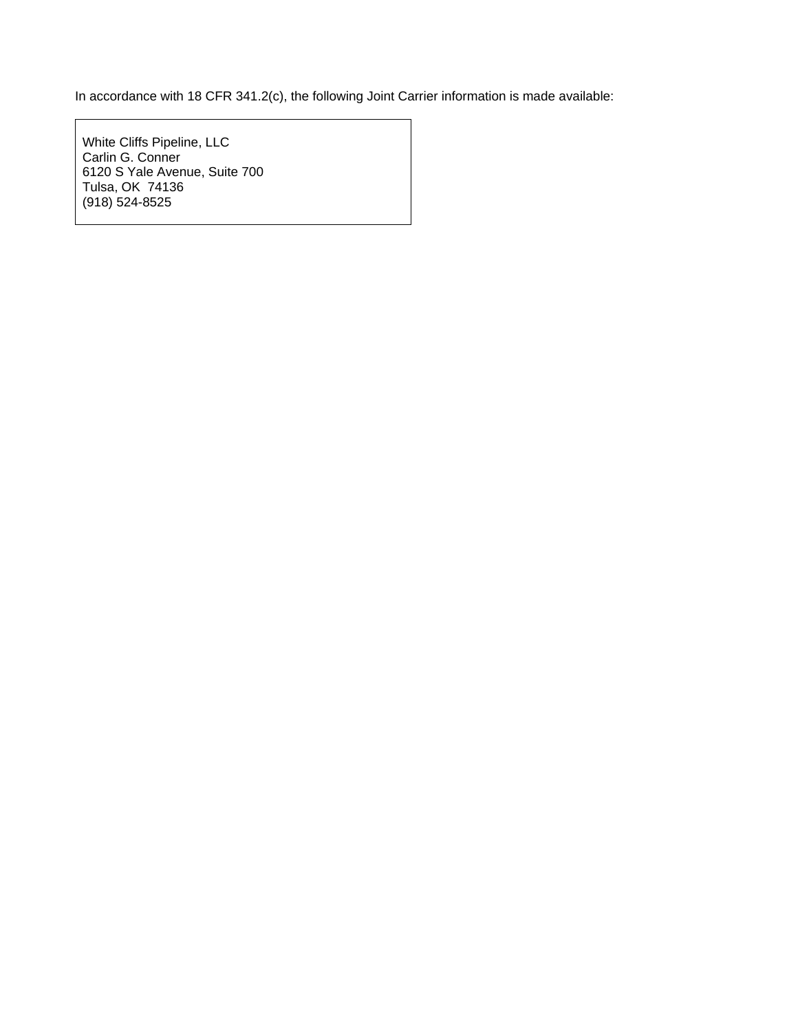In accordance with 18 CFR 341.2(c), the following Joint Carrier information is made available:

White Cliffs Pipeline, LLC
Carlin G. Conner
6120 S Yale Avenue, Suite 700
Tulsa, OK  74136
(918) 524-8525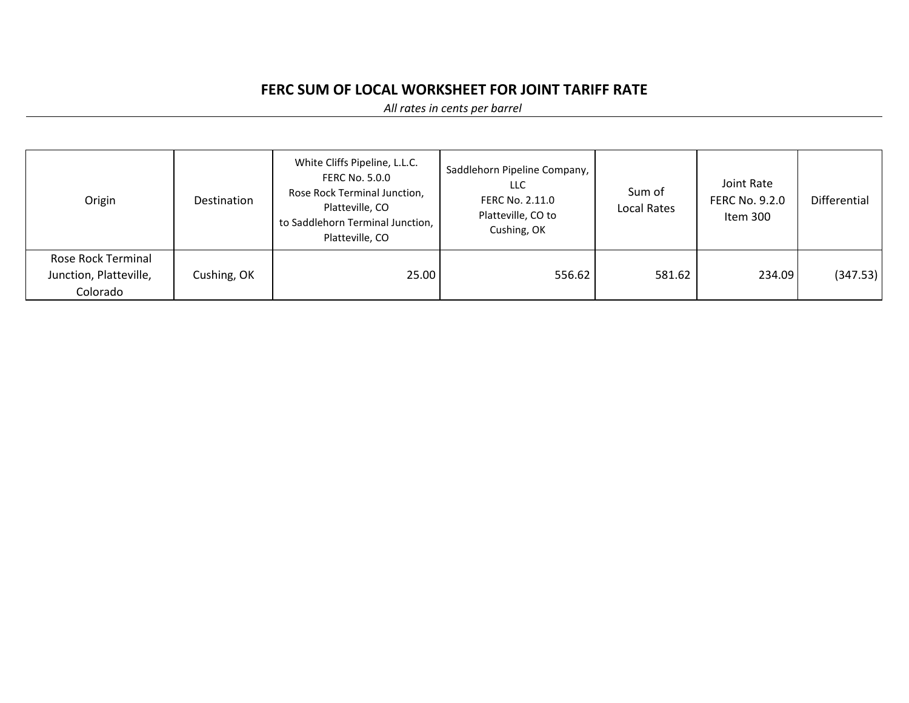# FERC SUM OF LOCAL WORKSHEET FOR JOINT TARIFF RATE

*All rates in cents per barrel*

| Origin | Destination | White Cliffs Pipeline, L.L.C. FERC No. 5.0.0 Rose Rock Terminal Junction, Platteville, CO to Saddlehorn Terminal Junction, Platteville, CO | Saddlehorn Pipeline Company, LLC FERC No. 2.11.0 Platteville, CO to Cushing, OK | Sum of Local Rates | Joint Rate FERC No. 9.2.0 Item 300 | Differential |
|---|---|---|---|---|---|---|
| Rose Rock Terminal Junction, Platteville, Colorado | Cushing, OK | 25.00 | 556.62 | 581.62 | 234.09 | (347.53) |